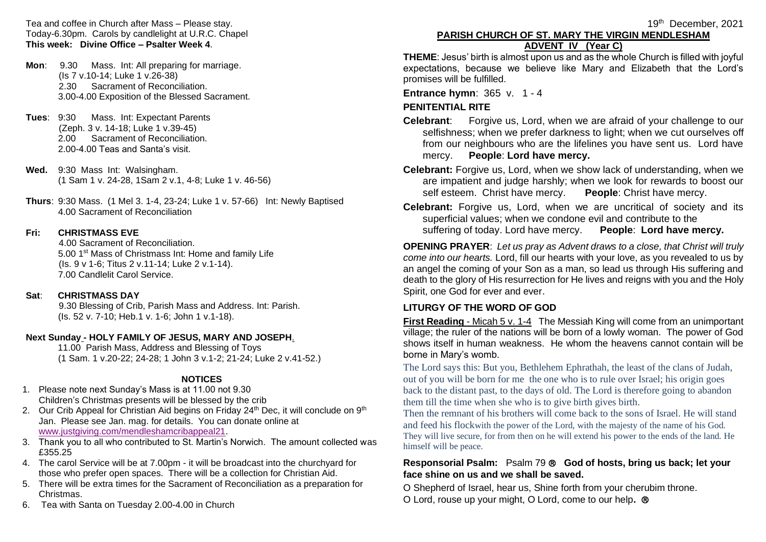Tea and coffee in Church after Mass – Please stay.
Today-6.30pm. Carols by candlelight at U.R.C. Chapel
**This week: Divine Office – Psalter Week 4**.

**Mon**: 9.30 Mass. Int: All preparing for marriage.
(Is 7 v.10-14; Luke 1 v.26-38)
2.30 Sacrament of Reconciliation.
3.00-4.00 Exposition of the Blessed Sacrament.

**Tues**: 9:30 Mass. Int: Expectant Parents
(Zeph. 3 v. 14-18; Luke 1 v.39-45)
2.00 Sacrament of Reconciliation.
2.00-4.00 Teas and Santa's visit.

**Wed.** 9:30 Mass Int: Walsingham.
(1 Sam 1 v. 24-28, 1Sam 2 v.1, 4-8; Luke 1 v. 46-56)

**Thurs**: 9:30 Mass. (1 Mel 3. 1-4, 23-24; Luke 1 v. 57-66) Int: Newly Baptised
4.00 Sacrament of Reconciliation

**Fri: CHRISTMASS EVE**
4.00 Sacrament of Reconciliation.
5.00 1st Mass of Christmass Int: Home and family Life
(Is. 9 v 1-6; Titus 2 v.11-14; Luke 2 v.1-14).
7.00 Candlelit Carol Service.

**Sat**: **CHRISTMASS DAY**
9.30 Blessing of Crib, Parish Mass and Address. Int: Parish.
(Is. 52 v. 7-10; Heb.1 v. 1-6; John 1 v.1-18).

**Next Sunday - HOLY FAMILY OF JESUS, MARY AND JOSEPH**.
11.00 Parish Mass, Address and Blessing of Toys
(1 Sam. 1 v.20-22; 24-28; 1 John 3 v.1-2; 21-24; Luke 2 v.41-52.)

## NOTICES

1. Please note next Sunday's Mass is at 11.00 not 9.30
   Children's Christmas presents will be blessed by the crib
2. Our Crib Appeal for Christian Aid begins on Friday 24th Dec, it will conclude on 9th Jan. Please see Jan. mag. for details. You can donate online at www.justgiving.com/mendleshamcribappeal21.
3. Thank you to all who contributed to St. Martin's Norwich. The amount collected was £355.25
4. The carol Service will be at 7.00pm - it will be broadcast into the churchyard for those who prefer open spaces. There will be a collection for Christian Aid.
5. There will be extra times for the Sacrament of Reconciliation as a preparation for Christmas.
6. Tea with Santa on Tuesday 2.00-4.00 in Church

19th December, 2021

## PARISH CHURCH OF ST. MARY THE VIRGIN MENDLESHAM
## ADVENT IV (Year C)

**THEME**: Jesus' birth is almost upon us and as the whole Church is filled with joyful expectations, because we believe like Mary and Elizabeth that the Lord's promises will be fulfilled.

**Entrance hymn**: 365 v. 1 - 4

**PENITENTIAL RITE**

**Celebrant**: Forgive us, Lord, when we are afraid of your challenge to our selfishness; when we prefer darkness to light; when we cut ourselves off from our neighbours who are the lifelines you have sent us. Lord have mercy. **People**: **Lord have mercy.**

**Celebrant:** Forgive us, Lord, when we show lack of understanding, when we are impatient and judge harshly; when we look for rewards to boost our self esteem. Christ have mercy. **People**: Christ have mercy.

**Celebrant:** Forgive us, Lord, when we are uncritical of society and its superficial values; when we condone evil and contribute to the suffering of today. Lord have mercy. **People**: **Lord have mercy.**

**OPENING PRAYER**: *Let us pray as Advent draws to a close, that Christ will truly come into our hearts.* Lord, fill our hearts with your love, as you revealed to us by an angel the coming of your Son as a man, so lead us through His suffering and death to the glory of His resurrection for He lives and reigns with you and the Holy Spirit, one God for ever and ever.

**LITURGY OF THE WORD OF GOD**

**First Reading** - Micah 5 v. 1-4 The Messiah King will come from an unimportant village; the ruler of the nations will be born of a lowly woman. The power of God shows itself in human weakness. He whom the heavens cannot contain will be borne in Mary's womb.

The Lord says this: But you, Bethlehem Ephrathah, the least of the clans of Judah, out of you will be born for me the one who is to rule over Israel; his origin goes back to the distant past, to the days of old. The Lord is therefore going to abandon them till the time when she who is to give birth gives birth.

Then the remnant of his brothers will come back to the sons of Israel. He will stand and feed his flockwith the power of the Lord, with the majesty of the name of his God. They will live secure, for from then on he will extend his power to the ends of the land. He himself will be peace.

**Responsorial Psalm:** Psalm 79 ® **God of hosts, bring us back; let your face shine on us and we shall be saved.**

O Shepherd of Israel, hear us, Shine forth from your cherubim throne.
O Lord, rouse up your might, O Lord, come to our help. ®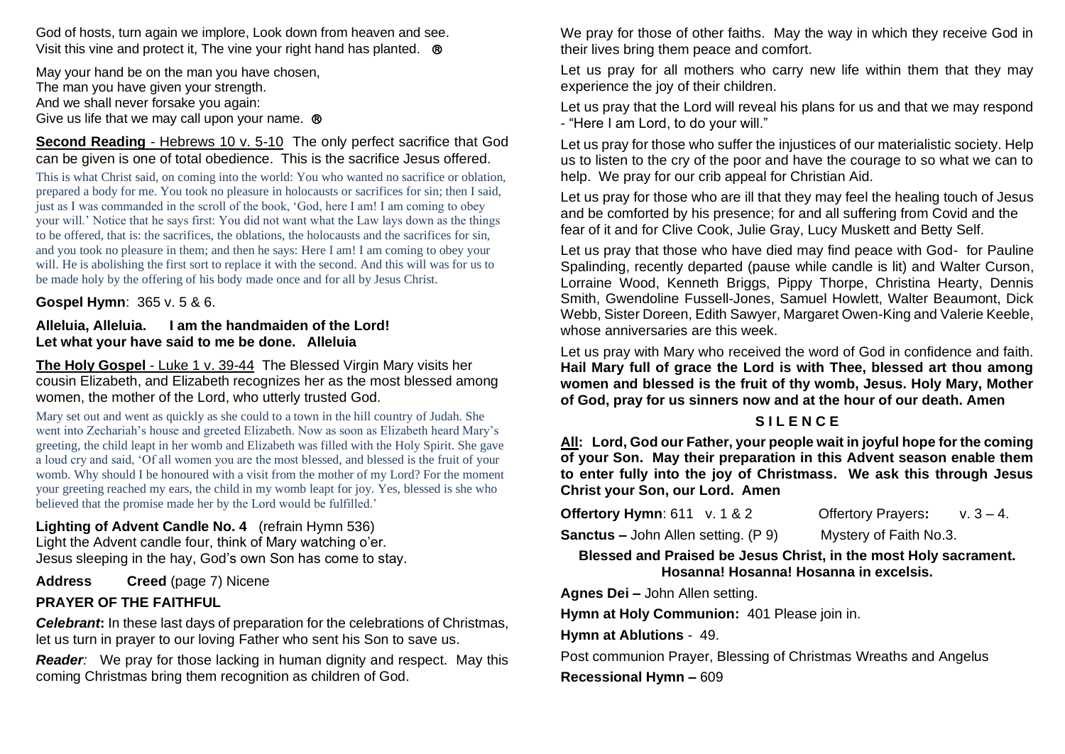God of hosts, turn again we implore, Look down from heaven and see.
Visit this vine and protect it, The vine your right hand has planted. ®

May your hand be on the man you have chosen,
The man you have given your strength.
And we shall never forsake you again:
Give us life that we may call upon your name. ®

**Second Reading** - Hebrews 10 v. 5-10 The only perfect sacrifice that God can be given is one of total obedience. This is the sacrifice Jesus offered.

This is what Christ said, on coming into the world: You who wanted no sacrifice or oblation, prepared a body for me. You took no pleasure in holocausts or sacrifices for sin; then I said, just as I was commanded in the scroll of the book, 'God, here I am! I am coming to obey your will.' Notice that he says first: You did not want what the Law lays down as the things to be offered, that is: the sacrifices, the oblations, the holocausts and the sacrifices for sin, and you took no pleasure in them; and then he says: Here I am! I am coming to obey your will. He is abolishing the first sort to replace it with the second. And this will was for us to be made holy by the offering of his body made once and for all by Jesus Christ.

**Gospel Hymn**: 365 v. 5 & 6.

**Alleluia, Alleluia. I am the handmaiden of the Lord!**
**Let what your have said to me be done. Alleluia**

**The Holy Gospel** - Luke 1 v. 39-44 The Blessed Virgin Mary visits her cousin Elizabeth, and Elizabeth recognizes her as the most blessed among women, the mother of the Lord, who utterly trusted God.

Mary set out and went as quickly as she could to a town in the hill country of Judah. She went into Zechariah's house and greeted Elizabeth. Now as soon as Elizabeth heard Mary's greeting, the child leapt in her womb and Elizabeth was filled with the Holy Spirit. She gave a loud cry and said, 'Of all women you are the most blessed, and blessed is the fruit of your womb. Why should I be honoured with a visit from the mother of my Lord? For the moment your greeting reached my ears, the child in my womb leapt for joy. Yes, blessed is she who believed that the promise made her by the Lord would be fulfilled.'

**Lighting of Advent Candle No. 4** (refrain Hymn 536)
Light the Advent candle four, think of Mary watching o'er.
Jesus sleeping in the hay, God's own Son has come to stay.

**Address** **Creed** (page 7) Nicene

**PRAYER OF THE FAITHFUL**

***Celebrant*:** In these last days of preparation for the celebrations of Christmas, let us turn in prayer to our loving Father who sent his Son to save us.

***Reader*:** We pray for those lacking in human dignity and respect. May this coming Christmas bring them recognition as children of God.

We pray for those of other faiths. May the way in which they receive God in their lives bring them peace and comfort.

Let us pray for all mothers who carry new life within them that they may experience the joy of their children.

Let us pray that the Lord will reveal his plans for us and that we may respond - "Here I am Lord, to do your will."

Let us pray for those who suffer the injustices of our materialistic society. Help us to listen to the cry of the poor and have the courage to so what we can to help. We pray for our crib appeal for Christian Aid.

Let us pray for those who are ill that they may feel the healing touch of Jesus and be comforted by his presence; for and all suffering from Covid and the fear of it and for Clive Cook, Julie Gray, Lucy Muskett and Betty Self.

Let us pray that those who have died may find peace with God- for Pauline Spalinding, recently departed (pause while candle is lit) and Walter Curson, Lorraine Wood, Kenneth Briggs, Pippy Thorpe, Christina Hearty, Dennis Smith, Gwendoline Fussell-Jones, Samuel Howlett, Walter Beaumont, Dick Webb, Sister Doreen, Edith Sawyer, Margaret Owen-King and Valerie Keeble, whose anniversaries are this week.

Let us pray with Mary who received the word of God in confidence and faith. **Hail Mary full of grace the Lord is with Thee, blessed art thou among women and blessed is the fruit of thy womb, Jesus. Holy Mary, Mother of God, pray for us sinners now and at the hour of our death. Amen**

**S I L E N C E**

**All: Lord, God our Father, your people wait in joyful hope for the coming of your Son. May their preparation in this Advent season enable them to enter fully into the joy of Christmass. We ask this through Jesus Christ your Son, our Lord. Amen**

**Offertory Hymn**: 611 v. 1 & 2 Offertory Prayers**:** v. 3 – 4.

**Sanctus –** John Allen setting. (P 9) Mystery of Faith No.3.

**Blessed and Praised be Jesus Christ, in the most Holy sacrament.**
**Hosanna! Hosanna! Hosanna in excelsis.**

**Agnes Dei –** John Allen setting.

**Hymn at Holy Communion:** 401 Please join in.

**Hymn at Ablutions** - 49.

Post communion Prayer, Blessing of Christmas Wreaths and Angelus

**Recessional Hymn –** 609